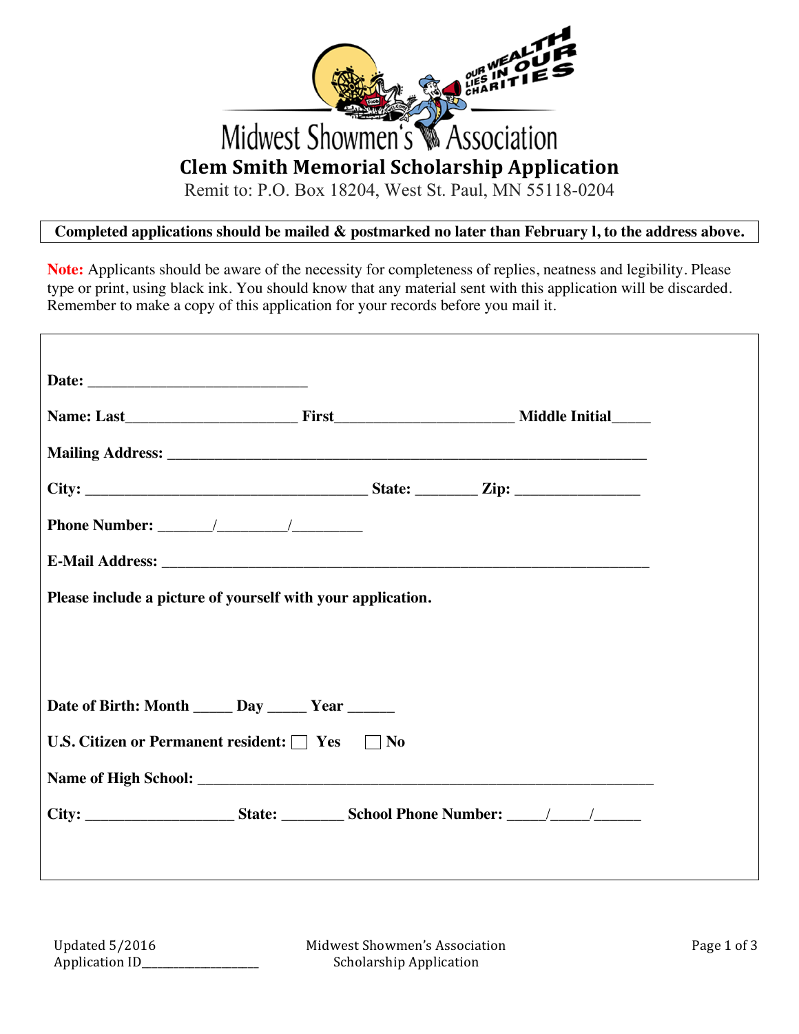Midwest Showmen's Association

OUR WEALTH LIES IN OUR CHARITIES

# Clem Smith Memorial Scholarship Application

Remit to: P.O. Box 18204, West St. Paul, MN 55118-0204

**Completed applications should be mailed & postmarked no later than February l, to the address above.**

**Note:** Applicants should be aware of the necessity for completeness of replies, neatness and legibility. Please type or print, using black ink. You should know that any material sent with this application will be discarded. Remember to make a copy of this application for your records before you mail it.

**Date:** ____________________________

**Name: Last**_____________________ **First**______________________ **Middle Initial**_____

**Mailing Address:** _____________________________________________________________

**City:** ____________________________________ **State:** ________ **Zip:** ________________

**Phone Number:** _______/_________/_________

**E-Mail Address:** ______________________________________________________________

**Please include a picture of yourself with your application.**

**Date of Birth: Month** _____ **Day** _____ **Year** ______

**U.S. Citizen or Permanent resident:** ☐ **Yes** ☐ **No**

**Name of High School:** __________________________________________________________

**City:** ___________________ **State:** ________ **School Phone Number:** _____/_____/______

Updated 5/2016
Application ID__________________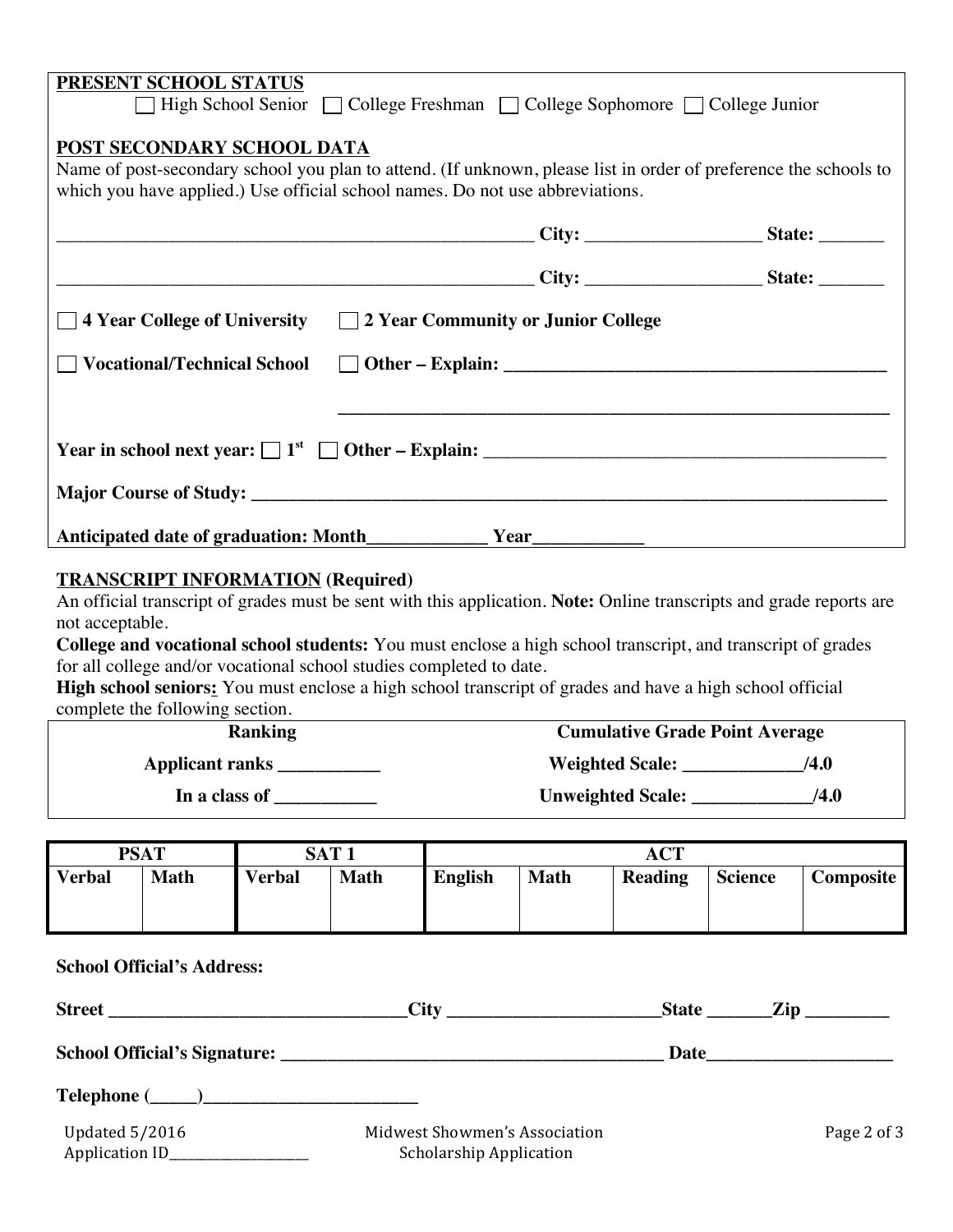**PRESENT SCHOOL STATUS**

☐ High School Senior ☐ College Freshman ☐ College Sophomore ☐ College Junior

**POST SECONDARY SCHOOL DATA**

Name of post-secondary school you plan to attend. (If unknown, please list in order of preference the schools to which you have applied.) Use official school names. Do not use abbreviations.

_____________________________________________________ City: __________________ State: _______

_____________________________________________________ City: __________________ State: _______

☐ **4 Year College of University** ☐ **2 Year Community or Junior College**

☐ **Vocational/Technical School** ☐ **Other – Explain: ________________________________________**

**_____________________________________________________________**

**Year in school next year:** ☐ **1st** ☐ **Other – Explain:** __________________________________________

**Major Course of Study: ______________________________________________________________________**

**Anticipated date of graduation: Month_____________ Year____________**

**TRANSCRIPT INFORMATION (Required)**

An official transcript of grades must be sent with this application. **Note:** Online transcripts and grade reports are not acceptable.

**College and vocational school students:** You must enclose a high school transcript, and transcript of grades for all college and/or vocational school studies completed to date.

**High school seniors:** You must enclose a high school transcript of grades and have a high school official complete the following section.

| Ranking | Cumulative Grade Point Average |
|---|---|
| Applicant ranks __________ | Weighted Scale: ____________/4.0 |
| In a class of __________ | Unweighted Scale: ____________/4.0 |

| PSAT | | SAT 1 | | ACT | | | | |
|---|---|---|---|---|---|---|---|---|
| Verbal | Math | Verbal | Math | English | Math | Reading | Science | Composite |
| | | | | | | | | |

**School Official's Address:**

**Street _________________________________City _______________________State _______Zip _________**

**School Official's Signature: ___________________________________________ Date____________________**

**Telephone (_____)________________________**

Application ID__________________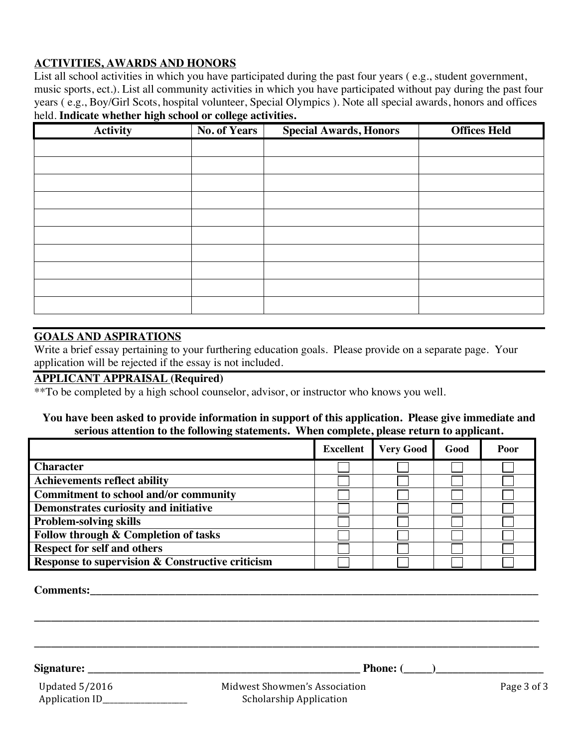## ACTIVITIES, AWARDS AND HONORS

List all school activities in which you have participated during the past four years ( e.g., student government, music sports, ect.). List all community activities in which you have participated without pay during the past four years ( e.g., Boy/Girl Scots, hospital volunteer, Special Olympics ). Note all special awards, honors and offices held. **Indicate whether high school or college activities.**

| Activity | No. of Years | Special Awards, Honors | Offices Held |
|---|---|---|---|
| | | | |
| | | | |
| | | | |
| | | | |
| | | | |
| | | | |
| | | | |
| | | | |
| | | | |
| | | | |

## GOALS AND ASPIRATIONS

Write a brief essay pertaining to your furthering education goals. Please provide on a separate page. Your application will be rejected if the essay is not included.

## APPLICANT APPRAISAL (Required)

**To be completed by a high school counselor, advisor, or instructor who knows you well.

**You have been asked to provide information in support of this application. Please give immediate and serious attention to the following statements. When complete, please return to applicant.**

| | Excellent | Very Good | Good | Poor |
|---|---|---|---|---|
| **Character** | ☐ | ☐ | ☐ | ☐ |
| **Achievements reflect ability** | ☐ | ☐ | ☐ | ☐ |
| **Commitment to school and/or community** | ☐ | ☐ | ☐ | ☐ |
| **Demonstrates curiosity and initiative** | ☐ | ☐ | ☐ | ☐ |
| **Problem-solving skills** | ☐ | ☐ | ☐ | ☐ |
| **Follow through & Completion of tasks** | ☐ | ☐ | ☐ | ☐ |
| **Respect for self and others** | ☐ | ☐ | ☐ | ☐ |
| **Response to supervision & Constructive criticism** | ☐ | ☐ | ☐ | ☐ |

**Comments:**_______________________________________________________________________________

_____________________________________________________________________________________________

_____________________________________________________________________________________________

**Signature:** ______________________________________________ **Phone: (_____)**____________________

Updated 5/2016
Application ID__________________

Midwest Showmen's Association
Scholarship Application